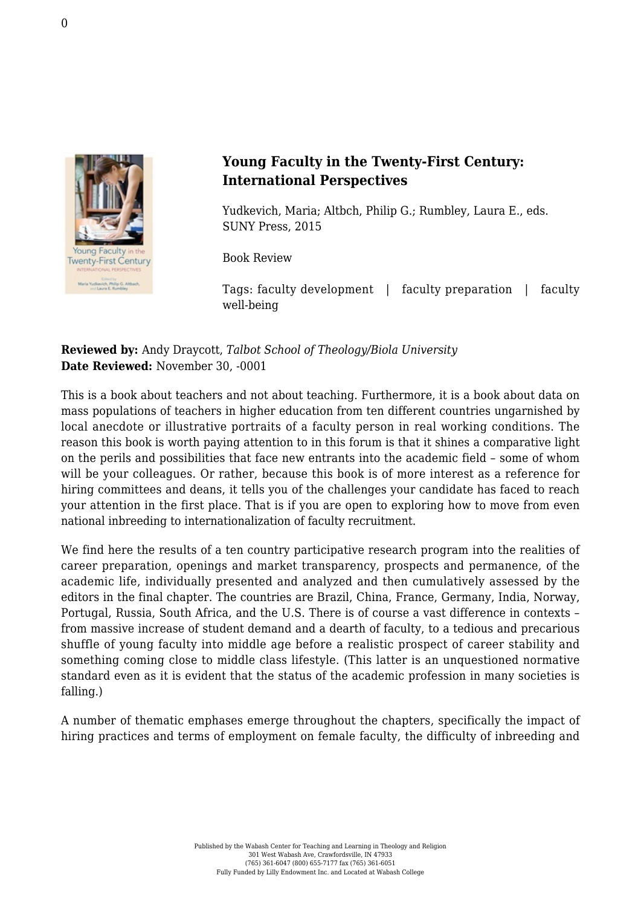# Young Faculty in the Twenty-First Century: International Perspectives

Yudkevich, Maria; Altbch, Philip G.; Rumbley, Laura E., eds.
SUNY Press, 2015

Book Review

Tags: faculty development | faculty preparation | faculty well-being

**Reviewed by:** Andy Draycott, *Talbot School of Theology/Biola University*
**Date Reviewed:** November 30, -0001

This is a book about teachers and not about teaching. Furthermore, it is a book about data on mass populations of teachers in higher education from ten different countries ungarnished by local anecdote or illustrative portraits of a faculty person in real working conditions. The reason this book is worth paying attention to in this forum is that it shines a comparative light on the perils and possibilities that face new entrants into the academic field – some of whom will be your colleagues. Or rather, because this book is of more interest as a reference for hiring committees and deans, it tells you of the challenges your candidate has faced to reach your attention in the first place. That is if you are open to exploring how to move from even national inbreeding to internationalization of faculty recruitment.

We find here the results of a ten country participative research program into the realities of career preparation, openings and market transparency, prospects and permanence, of the academic life, individually presented and analyzed and then cumulatively assessed by the editors in the final chapter. The countries are Brazil, China, France, Germany, India, Norway, Portugal, Russia, South Africa, and the U.S. There is of course a vast difference in contexts – from massive increase of student demand and a dearth of faculty, to a tedious and precarious shuffle of young faculty into middle age before a realistic prospect of career stability and something coming close to middle class lifestyle. (This latter is an unquestioned normative standard even as it is evident that the status of the academic profession in many societies is falling.)

A number of thematic emphases emerge throughout the chapters, specifically the impact of hiring practices and terms of employment on female faculty, the difficulty of inbreeding and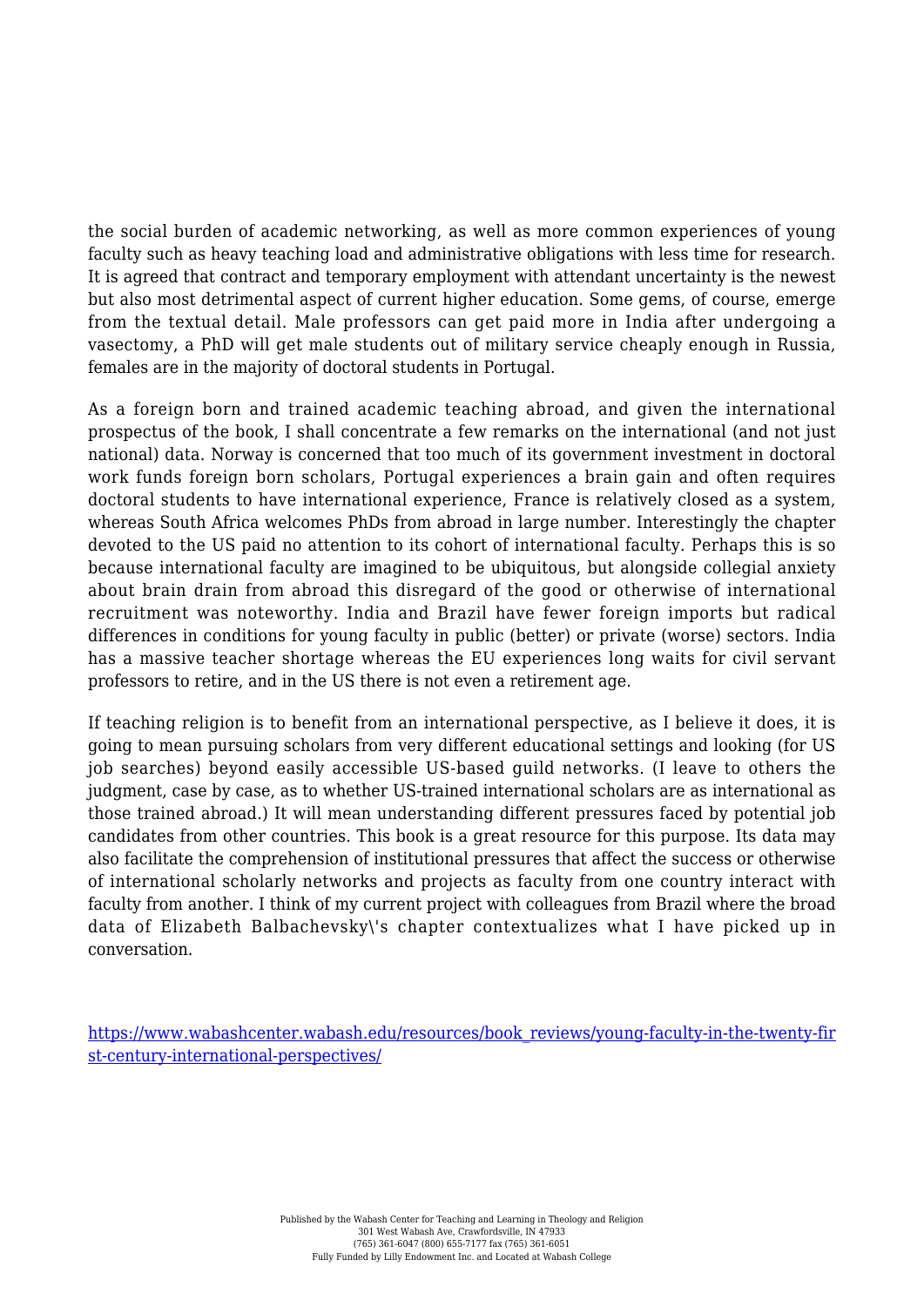the social burden of academic networking, as well as more common experiences of young faculty such as heavy teaching load and administrative obligations with less time for research. It is agreed that contract and temporary employment with attendant uncertainty is the newest but also most detrimental aspect of current higher education. Some gems, of course, emerge from the textual detail. Male professors can get paid more in India after undergoing a vasectomy, a PhD will get male students out of military service cheaply enough in Russia, females are in the majority of doctoral students in Portugal.

As a foreign born and trained academic teaching abroad, and given the international prospectus of the book, I shall concentrate a few remarks on the international (and not just national) data. Norway is concerned that too much of its government investment in doctoral work funds foreign born scholars, Portugal experiences a brain gain and often requires doctoral students to have international experience, France is relatively closed as a system, whereas South Africa welcomes PhDs from abroad in large number. Interestingly the chapter devoted to the US paid no attention to its cohort of international faculty. Perhaps this is so because international faculty are imagined to be ubiquitous, but alongside collegial anxiety about brain drain from abroad this disregard of the good or otherwise of international recruitment was noteworthy. India and Brazil have fewer foreign imports but radical differences in conditions for young faculty in public (better) or private (worse) sectors. India has a massive teacher shortage whereas the EU experiences long waits for civil servant professors to retire, and in the US there is not even a retirement age.

If teaching religion is to benefit from an international perspective, as I believe it does, it is going to mean pursuing scholars from very different educational settings and looking (for US job searches) beyond easily accessible US-based guild networks. (I leave to others the judgment, case by case, as to whether US-trained international scholars are as international as those trained abroad.) It will mean understanding different pressures faced by potential job candidates from other countries. This book is a great resource for this purpose. Its data may also facilitate the comprehension of institutional pressures that affect the success or otherwise of international scholarly networks and projects as faculty from one country interact with faculty from another. I think of my current project with colleagues from Brazil where the broad data of Elizabeth Balbachevsky\'s chapter contextualizes what I have picked up in conversation.

https://www.wabashcenter.wabash.edu/resources/book_reviews/young-faculty-in-the-twenty-first-century-international-perspectives/

Published by the Wabash Center for Teaching and Learning in Theology and Religion
301 West Wabash Ave, Crawfordsville, IN 47933
(765) 361-6047 (800) 655-7177 fax (765) 361-6051
Fully Funded by Lilly Endowment Inc. and Located at Wabash College